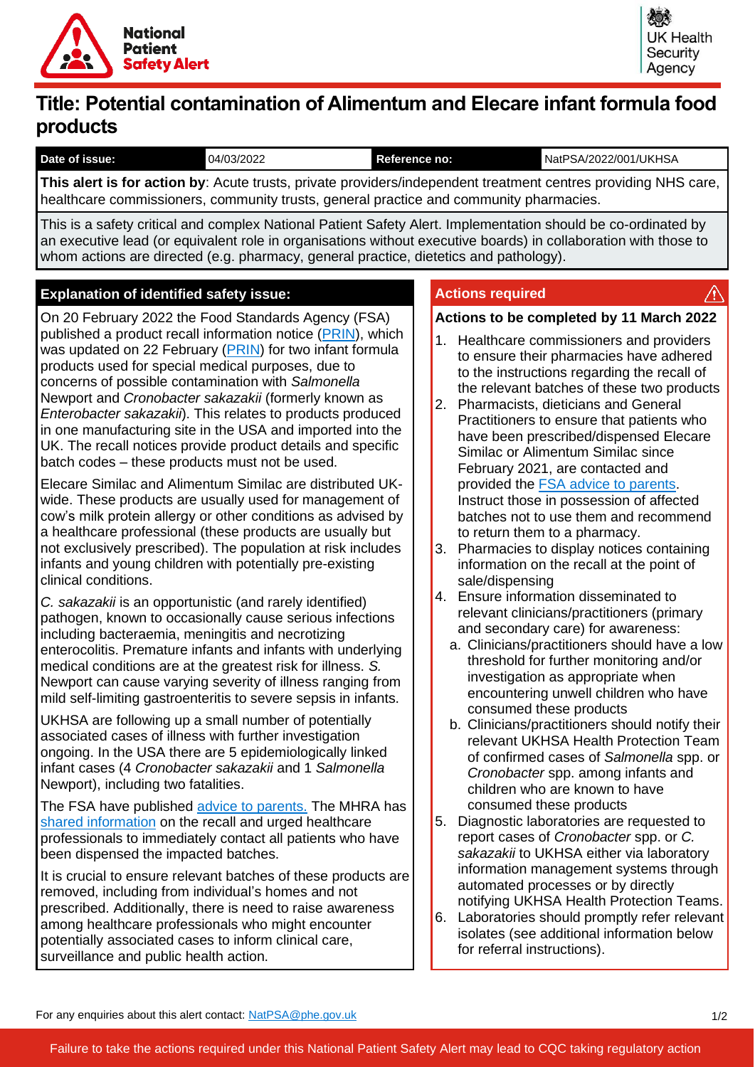National Patient Safety Alert

UK Health Security Agency

# Title: Potential contamination of Alimentum and Elecare infant formula food products

| **Date of issue:** | 04/03/2022 | **Reference no:** | NatPSA/2022/001/UKHSA |
|---|---|---|---|

**This alert is for action by**: Acute trusts, private providers/independent treatment centres providing NHS care, healthcare commissioners, community trusts, general practice and community pharmacies.

This is a safety critical and complex National Patient Safety Alert. Implementation should be co-ordinated by an executive lead (or equivalent role in organisations without executive boards) in collaboration with those to whom actions are directed (e.g. pharmacy, general practice, dietetics and pathology).

## Explanation of identified safety issue:

On 20 February 2022 the Food Standards Agency (FSA) published a product recall information notice (PRIN), which was updated on 22 February (PRIN) for two infant formula products used for special medical purposes, due to concerns of possible contamination with *Salmonella* Newport and *Cronobacter sakazakii* (formerly known as *Enterobacter sakazakii*). This relates to products produced in one manufacturing site in the USA and imported into the UK. The recall notices provide product details and specific batch codes – these products must not be used.

Elecare Similac and Alimentum Similac are distributed UK-wide. These products are usually used for management of cow's milk protein allergy or other conditions as advised by a healthcare professional (these products are usually but not exclusively prescribed). The population at risk includes infants and young children with potentially pre-existing clinical conditions.

*C. sakazakii* is an opportunistic (and rarely identified) pathogen, known to occasionally cause serious infections including bacteraemia, meningitis and necrotizing enterocolitis. Premature infants and infants with underlying medical conditions are at the greatest risk for illness. *S.* Newport can cause varying severity of illness ranging from mild self-limiting gastroenteritis to severe sepsis in infants.

UKHSA are following up a small number of potentially associated cases of illness with further investigation ongoing. In the USA there are 5 epidemiologically linked infant cases (4 *Cronobacter sakazakii* and 1 *Salmonella* Newport), including two fatalities.

The FSA have published advice to parents. The MHRA has shared information on the recall and urged healthcare professionals to immediately contact all patients who have been dispensed the impacted batches.

It is crucial to ensure relevant batches of these products are removed, including from individual's homes and not prescribed. Additionally, there is need to raise awareness among healthcare professionals who might encounter potentially associated cases to inform clinical care, surveillance and public health action.

## Actions required

**Actions to be completed by 11 March 2022**

1. Healthcare commissioners and providers to ensure their pharmacies have adhered to the instructions regarding the recall of the relevant batches of these two products
2. Pharmacists, dieticians and General Practitioners to ensure that patients who have been prescribed/dispensed Elecare Similac or Alimentum Similac since February 2021, are contacted and provided the FSA advice to parents. Instruct those in possession of affected batches not to use them and recommend to return them to a pharmacy.
3. Pharmacies to display notices containing information on the recall at the point of sale/dispensing
4. Ensure information disseminated to relevant clinicians/practitioners (primary and secondary care) for awareness:
   a. Clinicians/practitioners should have a low threshold for further monitoring and/or investigation as appropriate when encountering unwell children who have consumed these products
   b. Clinicians/practitioners should notify their relevant UKHSA Health Protection Team of confirmed cases of *Salmonella* spp. or *Cronobacter* spp. among infants and children who are known to have consumed these products
5. Diagnostic laboratories are requested to report cases of *Cronobacter* spp. or *C. sakazakii* to UKHSA either via laboratory information management systems through automated processes or by directly notifying UKHSA Health Protection Teams.
6. Laboratories should promptly refer relevant isolates (see additional information below for referral instructions).

For any enquiries about this alert contact: NatPSA@phe.gov.uk

Failure to take the actions required under this National Patient Safety Alert may lead to CQC taking regulatory action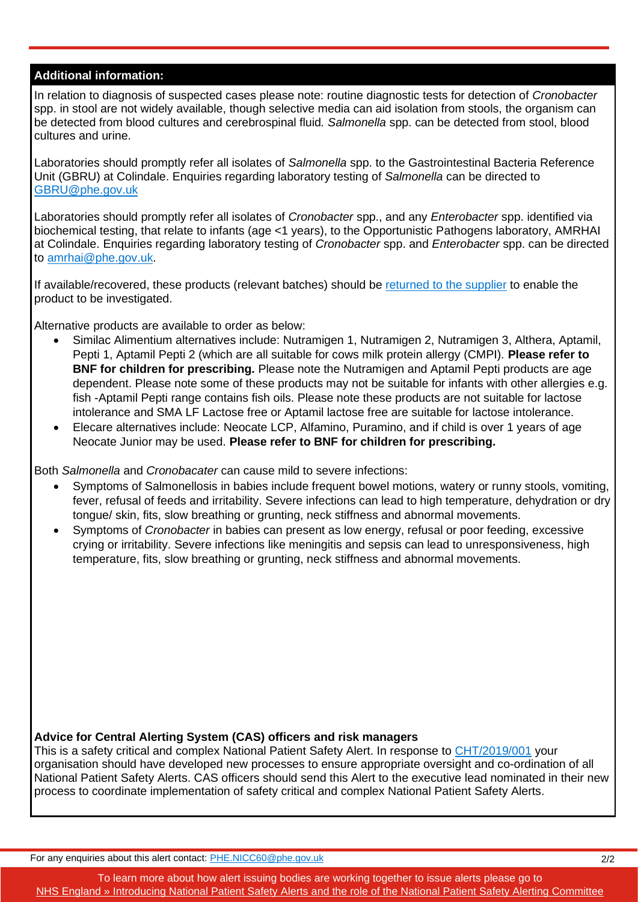## Additional information:

In relation to diagnosis of suspected cases please note: routine diagnostic tests for detection of *Cronobacter* spp. in stool are not widely available, though selective media can aid isolation from stools, the organism can be detected from blood cultures and cerebrospinal fluid. *Salmonella* spp. can be detected from stool, blood cultures and urine.

Laboratories should promptly refer all isolates of *Salmonella* spp. to the Gastrointestinal Bacteria Reference Unit (GBRU) at Colindale. Enquiries regarding laboratory testing of *Salmonella* can be directed to GBRU@phe.gov.uk

Laboratories should promptly refer all isolates of *Cronobacter* spp., and any *Enterobacter* spp. identified via biochemical testing, that relate to infants (age <1 years), to the Opportunistic Pathogens laboratory, AMRHAI at Colindale. Enquiries regarding laboratory testing of *Cronobacter* spp. and *Enterobacter* spp. can be directed to amrhai@phe.gov.uk.

If available/recovered, these products (relevant batches) should be returned to the supplier to enable the product to be investigated.

Alternative products are available to order as below:

- Similac Alimentium alternatives include: Nutramigen 1, Nutramigen 2, Nutramigen 3, Althera, Aptamil, Pepti 1, Aptamil Pepti 2 (which are all suitable for cows milk protein allergy (CMPI). **Please refer to BNF for children for prescribing.** Please note the Nutramigen and Aptamil Pepti products are age dependent. Please note some of these products may not be suitable for infants with other allergies e.g. fish -Aptamil Pepti range contains fish oils. Please note these products are not suitable for lactose intolerance and SMA LF Lactose free or Aptamil lactose free are suitable for lactose intolerance.
- Elecare alternatives include: Neocate LCP, Alfamino, Puramino, and if child is over 1 years of age Neocate Junior may be used. **Please refer to BNF for children for prescribing.**

Both *Salmonella* and *Cronobacater* can cause mild to severe infections:

- Symptoms of Salmonellosis in babies include frequent bowel motions, watery or runny stools, vomiting, fever, refusal of feeds and irritability. Severe infections can lead to high temperature, dehydration or dry tongue/ skin, fits, slow breathing or grunting, neck stiffness and abnormal movements.
- Symptoms of *Cronobacter* in babies can present as low energy, refusal or poor feeding, excessive crying or irritability. Severe infections like meningitis and sepsis can lead to unresponsiveness, high temperature, fits, slow breathing or grunting, neck stiffness and abnormal movements.

**Advice for Central Alerting System (CAS) officers and risk managers**

This is a safety critical and complex National Patient Safety Alert. In response to CHT/2019/001 your organisation should have developed new processes to ensure appropriate oversight and co-ordination of all National Patient Safety Alerts. CAS officers should send this Alert to the executive lead nominated in their new process to coordinate implementation of safety critical and complex National Patient Safety Alerts.

For any enquiries about this alert contact: PHE.NICC60@phe.gov.uk

To learn more about how alert issuing bodies are working together to issue alerts please go to NHS England » Introducing National Patient Safety Alerts and the role of the National Patient Safety Alerting Committee